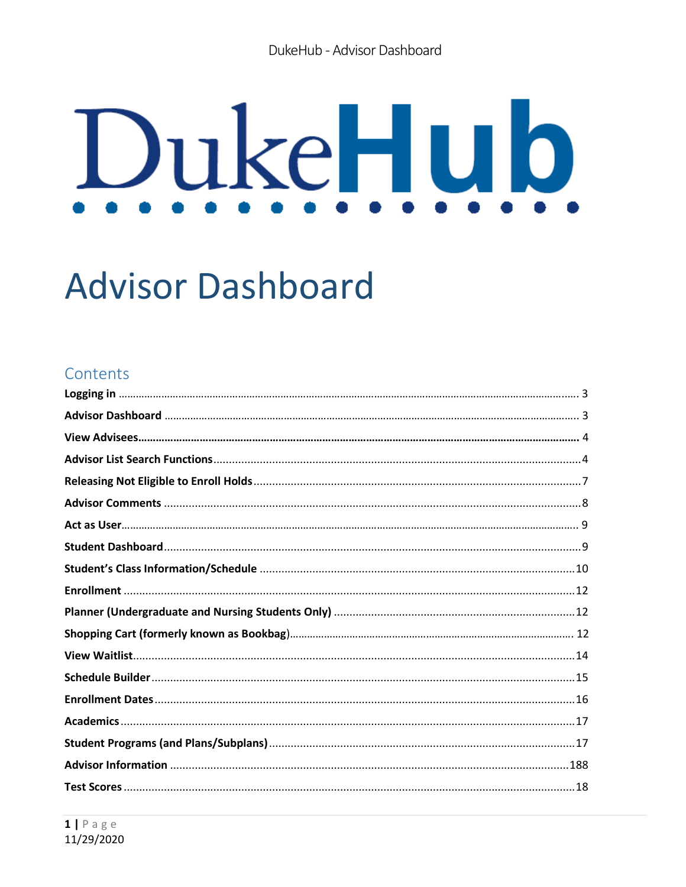DukeHub

# Advisor Dashboard

## Contents

**Logging in** ..... 3

**Advisor Dashboard** ..... 3

**View Advisees** ..... 4

**Advisor List Search Functions** ..... 4

**Releasing Not Eligible to Enroll Holds** ..... 7

**Advisor Comments** ..... 8

**Act as User** ..... 9

**Student Dashboard** ..... 9

**Student's Class Information/Schedule** ..... 10

**Enrollment** ..... 12

**Planner (Undergraduate and Nursing Students Only)** ..... 12

**Shopping Cart (formerly known as Bookbag)** ..... 12

**View Waitlist** ..... 14

**Schedule Builder** ..... 15

**Enrollment Dates** ..... 16

**Academics** ..... 17

**Student Programs (and Plans/Subplans)** ..... 17

**Advisor Information** ..... 188

**Test Scores** ..... 18

11/29/2020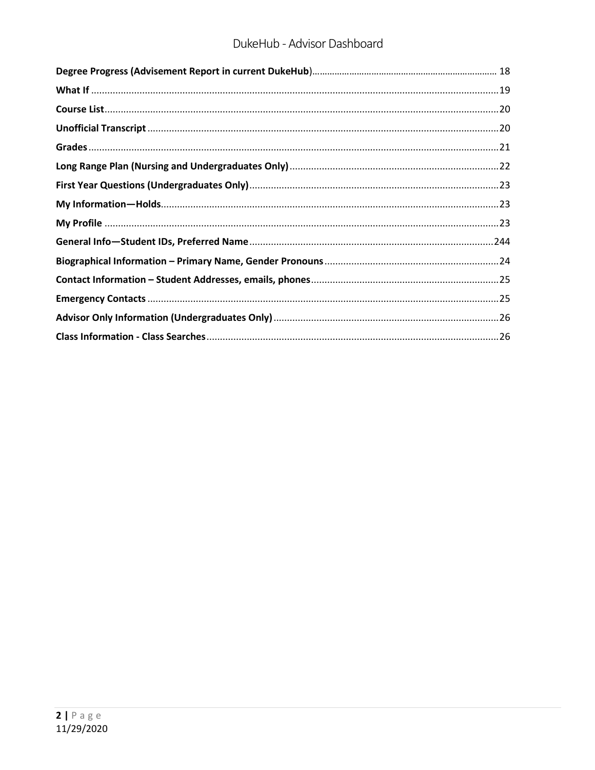**Degree Progress (Advisement Report in current DukeHub)** ........................................................................ 18

**What If** ........................................................................................................................................19

**Course List** ....................................................................................................................................20

**Unofficial Transcript** ......................................................................................................................20

**Grades** ..........................................................................................................................................21

**Long Range Plan (Nursing and Undergraduates Only)** ..................................................................22

**First Year Questions (Undergraduates Only)** ................................................................................23

**My Information—Holds** .................................................................................................................23

**My Profile** .......................................................................................................................................23

**General Info—Student IDs, Preferred Name** ..............................................................................244

**Biographical Information – Primary Name, Gender Pronouns** ......................................................24

**Contact Information – Student Addresses, emails, phones** ...........................................................25

**Emergency Contacts** ......................................................................................................................25

**Advisor Only Information (Undergraduates Only)** .........................................................................26

**Class Information - Class Searches** ...............................................................................................26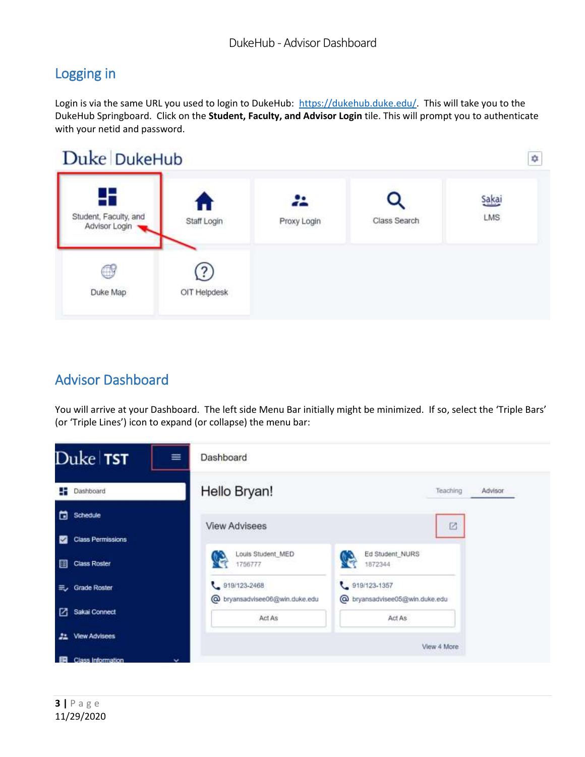## Logging in

Login is via the same URL you used to login to DukeHub: https://dukehub.duke.edu/. This will take you to the DukeHub Springboard. Click on the **Student, Faculty, and Advisor Login** tile. This will prompt you to authenticate with your netid and password.

## Advisor Dashboard

You will arrive at your Dashboard. The left side Menu Bar initially might be minimized. If so, select the 'Triple Bars' (or 'Triple Lines') icon to expand (or collapse) the menu bar: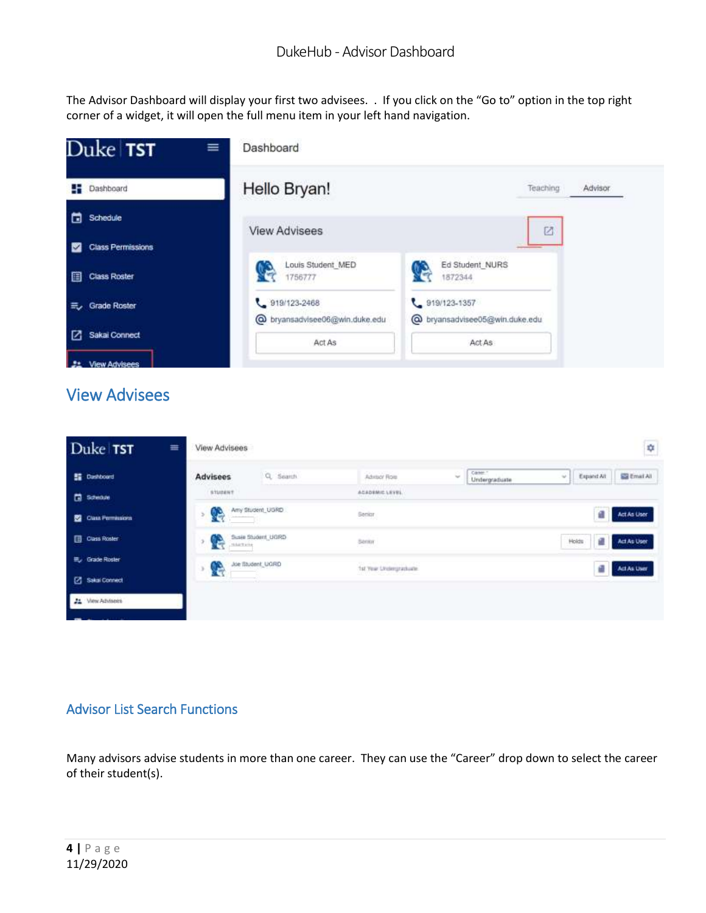The Advisor Dashboard will display your first two advisees. . If you click on the "Go to" option in the top right corner of a widget, it will open the full menu item in your left hand navigation.

## View Advisees

## Advisor List Search Functions

Many advisors advise students in more than one career. They can use the "Career" drop down to select the career of their student(s).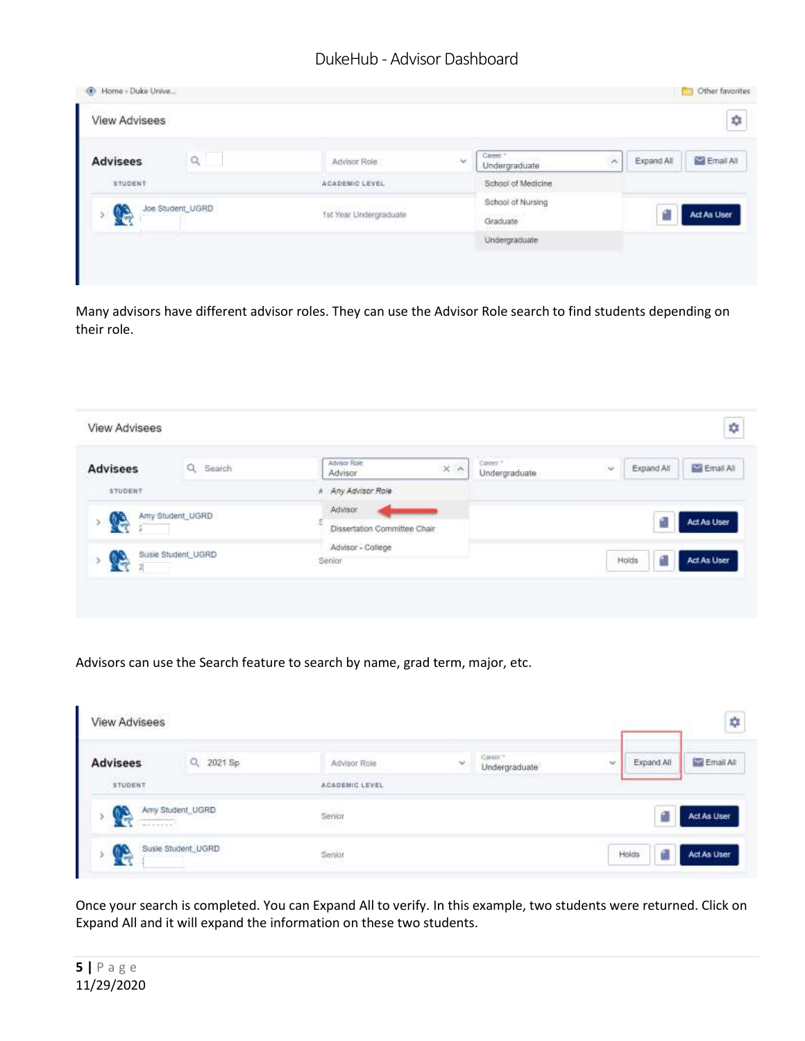Many advisors have different advisor roles. They can use the Advisor Role search to find students depending on their role.

Advisors can use the Search feature to search by name, grad term, major, etc.

Once your search is completed. You can Expand All to verify. In this example, two students were returned. Click on Expand All and it will expand the information on these two students.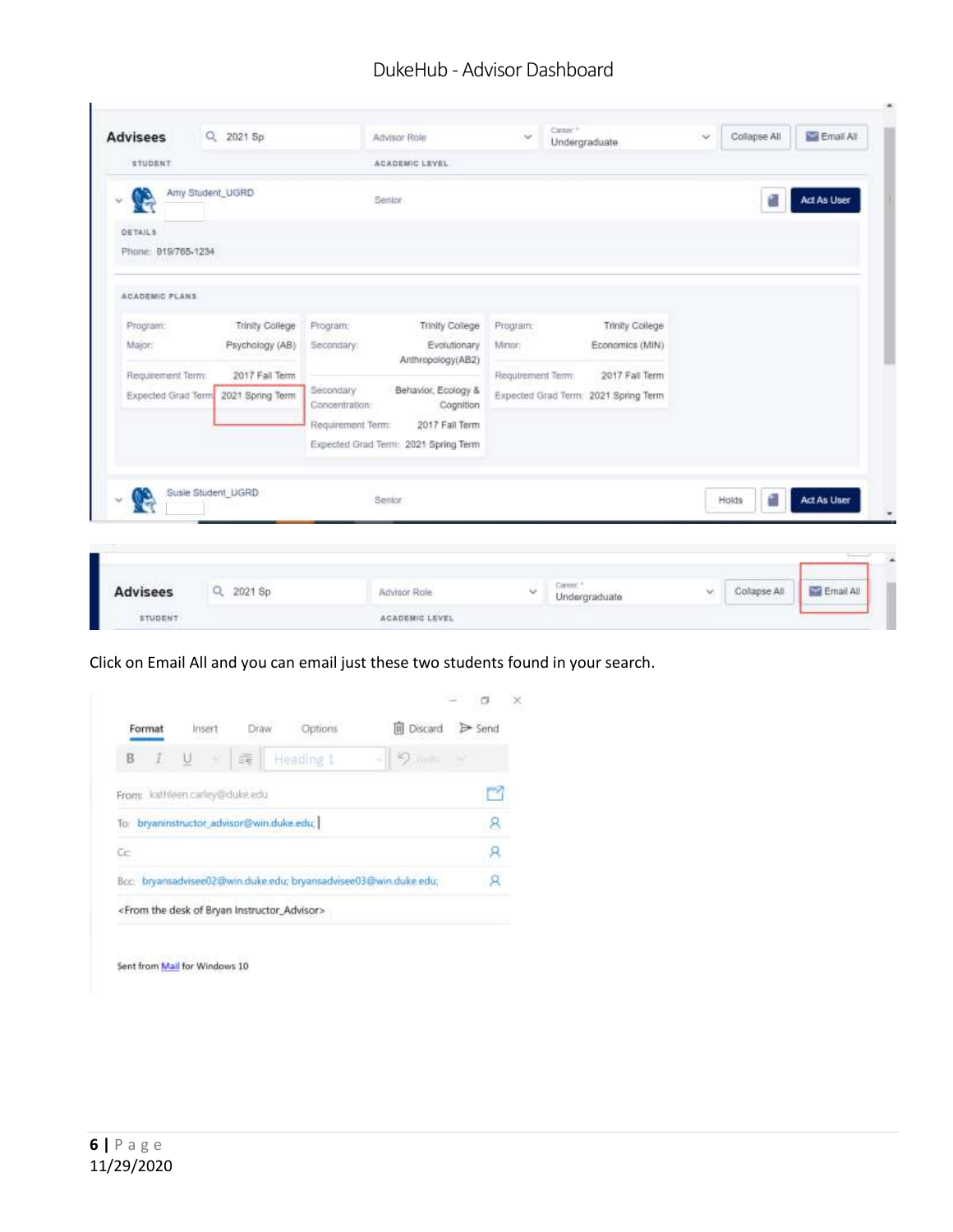DukeHub - Advisor Dashboard

Click on Email All and you can email just these two students found in your search.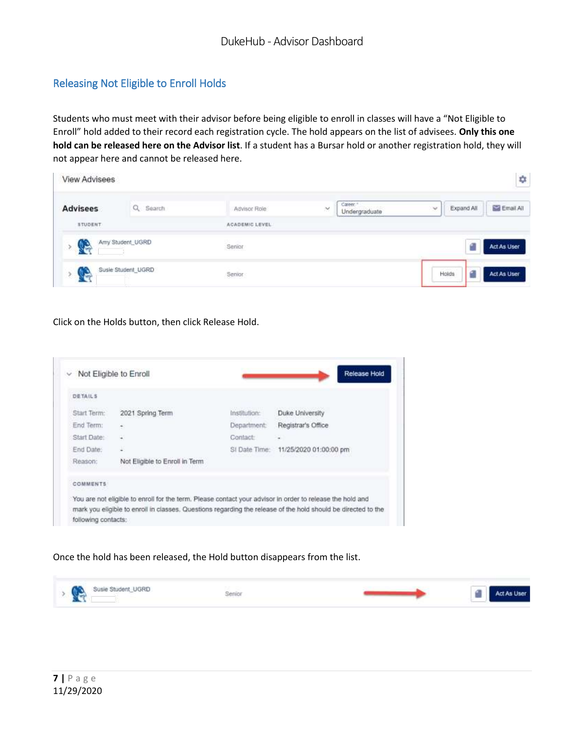## Releasing Not Eligible to Enroll Holds

Students who must meet with their advisor before being eligible to enroll in classes will have a “Not Eligible to Enroll” hold added to their record each registration cycle. The hold appears on the list of advisees. **Only this one hold can be released here on the Advisor list**. If a student has a Bursar hold or another registration hold, they will not appear here and cannot be released here.

Click on the Holds button, then click Release Hold.

Once the hold has been released, the Hold button disappears from the list.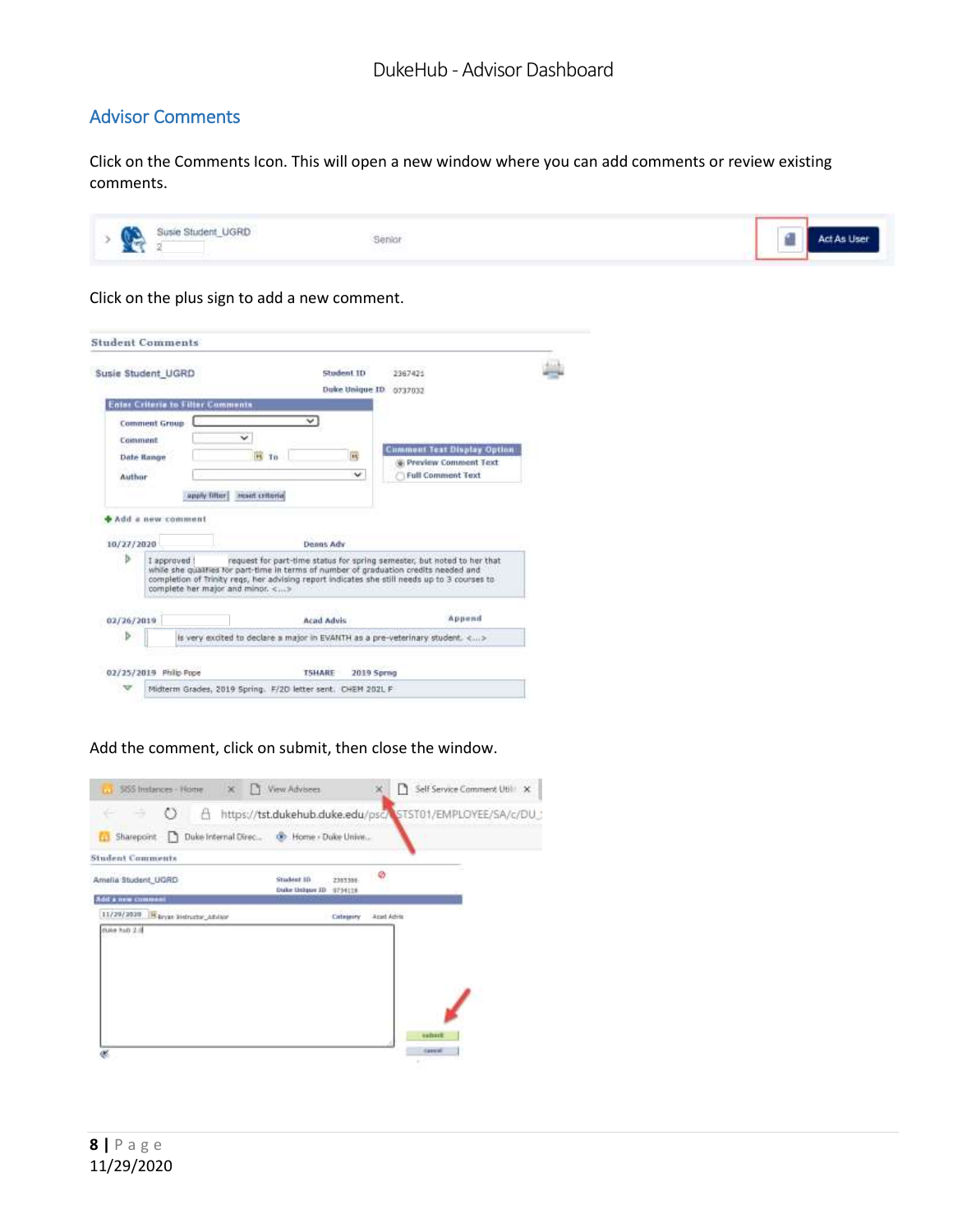## Advisor Comments

Click on the Comments Icon. This will open a new window where you can add comments or review existing comments.

Click on the plus sign to add a new comment.

Add the comment, click on submit, then close the window.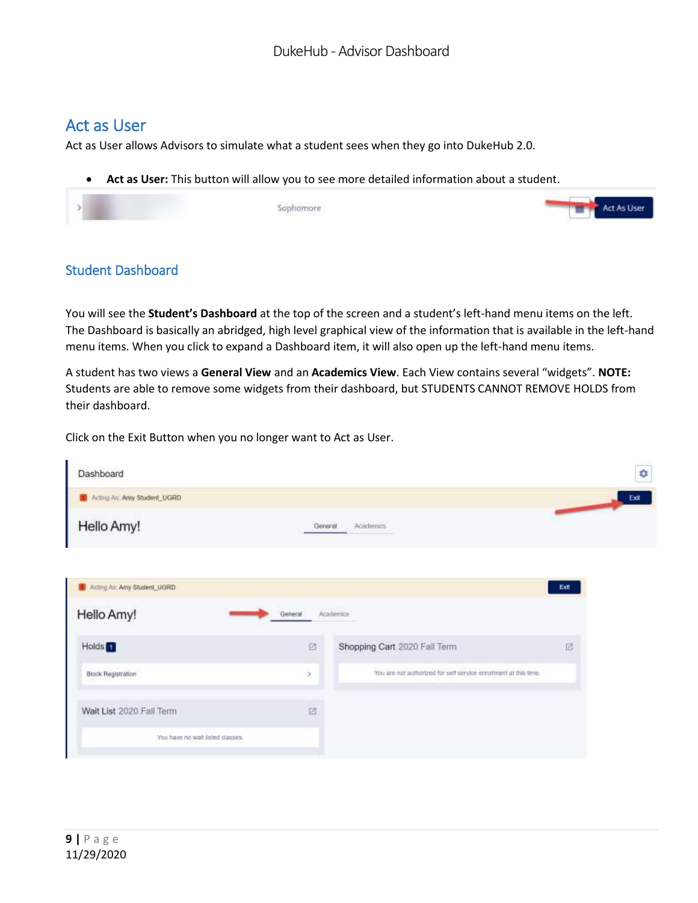## Act as User

Act as User allows Advisors to simulate what a student sees when they go into DukeHub 2.0.

- **Act as User:** This button will allow you to see more detailed information about a student.

### Student Dashboard

You will see the **Student's Dashboard** at the top of the screen and a student's left-hand menu items on the left. The Dashboard is basically an abridged, high level graphical view of the information that is available in the left-hand menu items. When you click to expand a Dashboard item, it will also open up the left-hand menu items.

A student has two views a **General View** and an **Academics View**. Each View contains several "widgets". **NOTE:** Students are able to remove some widgets from their dashboard, but STUDENTS CANNOT REMOVE HOLDS from their dashboard.

Click on the Exit Button when you no longer want to Act as User.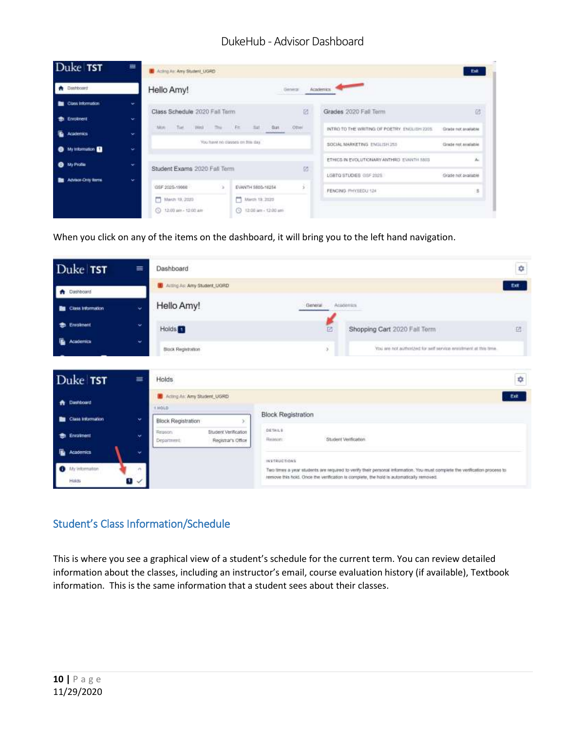When you click on any of the items on the dashboard, it will bring you to the left hand navigation.

## Student's Class Information/Schedule

This is where you see a graphical view of a student's schedule for the current term. You can review detailed information about the classes, including an instructor's email, course evaluation history (if available), Textbook information. This is the same information that a student sees about their classes.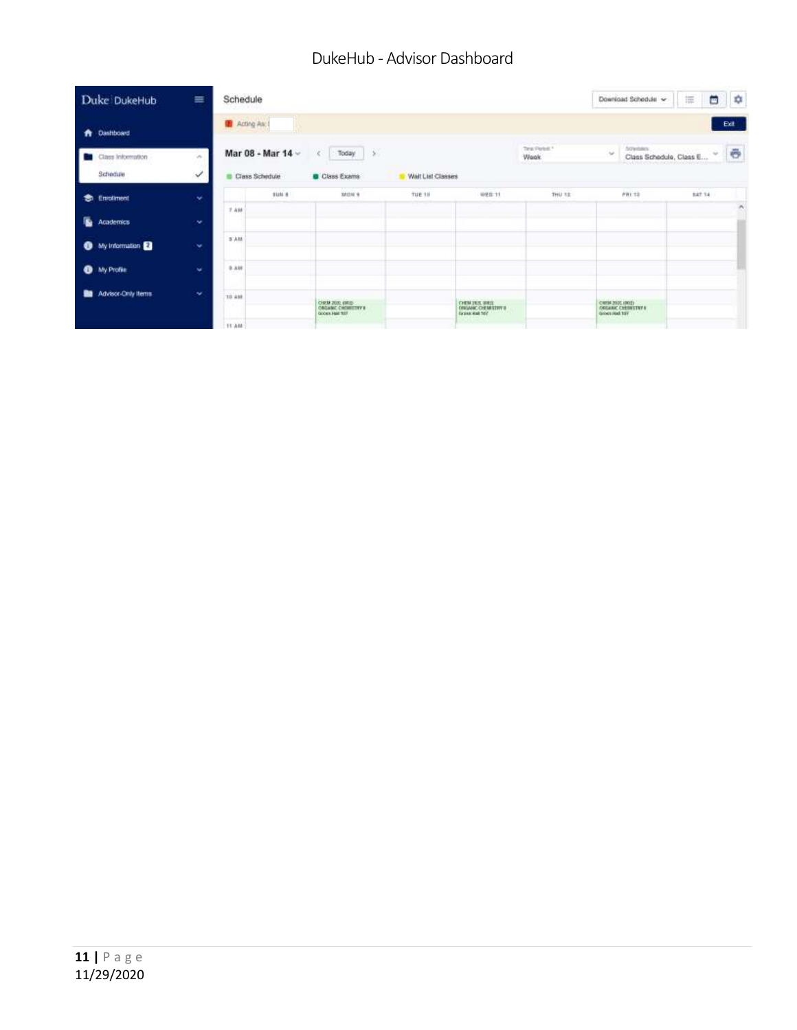# DukeHub - Advisor Dashboard

Duke | DukeHub

- Dashboard
- Class Information
  - Schedule
- Enrollment
- Academics
- My Information 2
- My Profile
- Advisor-Only Items

Schedule

Download Schedule

Acting As:

Exit

Mar 08 - Mar 14

Today

Time Period: Week

Schedules: Class Schedule, Class E...

Class Schedule | Class Exams | Wait List Classes

| | SUN 8 | MON 9 | TUE 10 | WED 11 | THU 12 | FRI 13 | SAT 14 |
|---|---|---|---|---|---|---|---|
| 7 AM | | | | | | | |
| 8 AM | | | | | | | |
| 9 AM | | | | | | | |
| 10 AM | | CHEM 202L (002) ORGANIC CHEMISTRY II Gross Hall 107 | | CHEM 202L (002) ORGANIC CHEMISTRY II Gross Hall 107 | | CHEM 202L (002) ORGANIC CHEMISTRY II Gross Hall 107 | |
| 11 AM | | | | | | | |

11/29/2020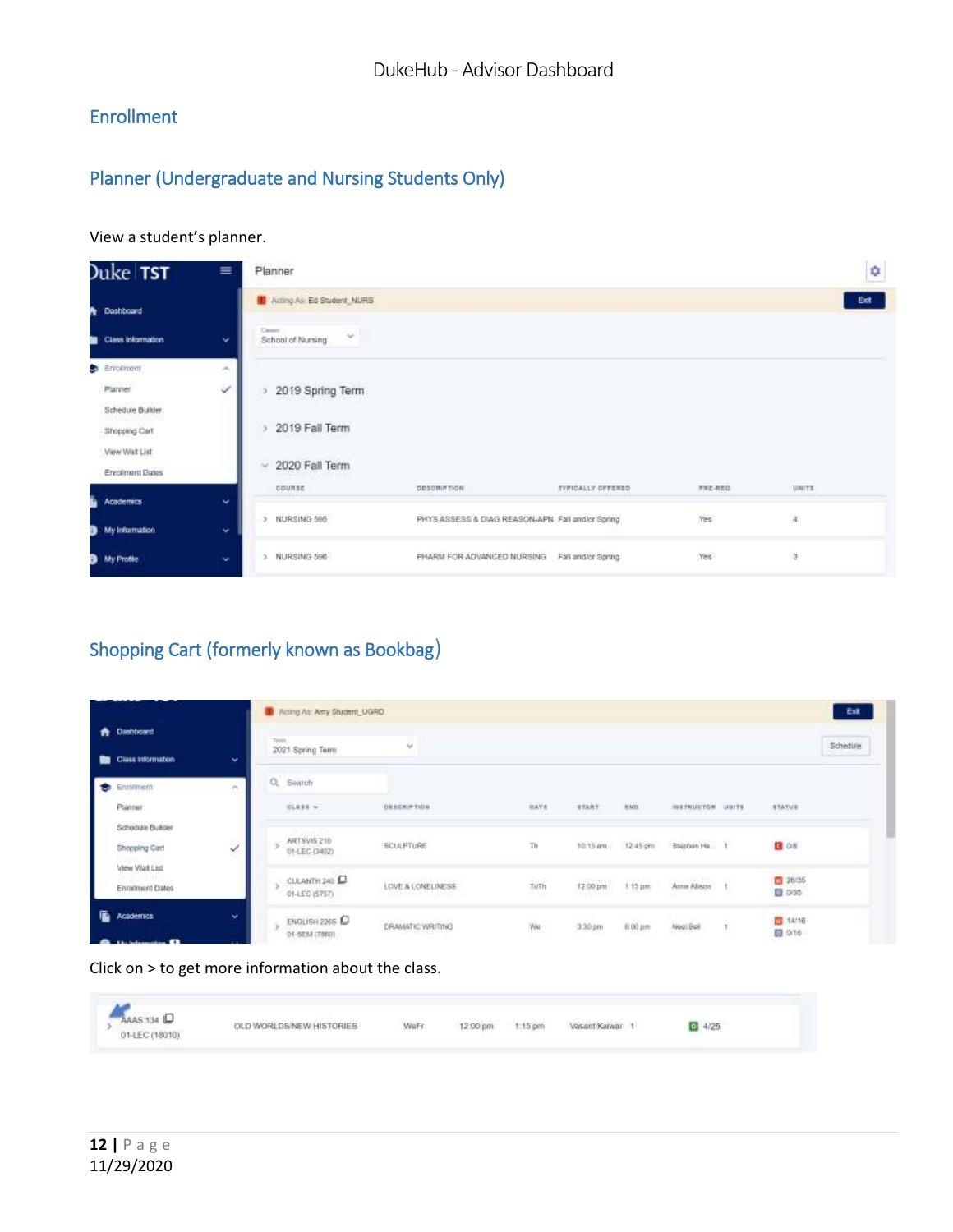## Enrollment

### Planner (Undergraduate and Nursing Students Only)

View a student's planner.

### Shopping Cart (formerly known as Bookbag)

Click on > to get more information about the class.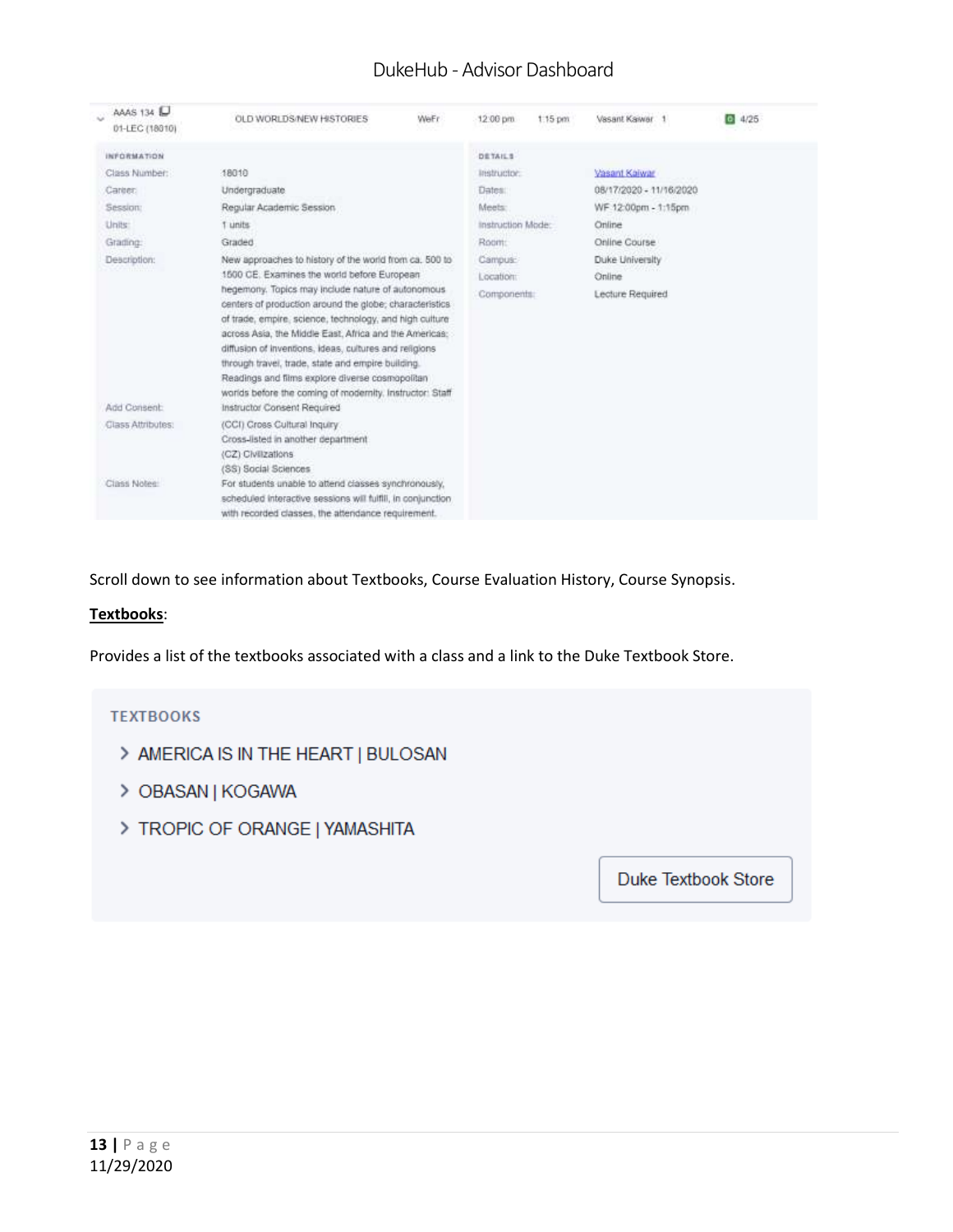| AAAS 134 01-LEC (18010) | OLD WORLDS/NEW HISTORIES | WeFr | 12:00 pm | 1:15 pm | Vasant Kaiwar 1 | 4/25 |
|---|---|---|---|---|---|---|

| INFORMATION | | DETAILS | |
|---|---|---|---|
| Class Number: | 18010 | Instructor: | Vasant Kaiwar |
| Career: | Undergraduate | Dates: | 08/17/2020 - 11/16/2020 |
| Session: | Regular Academic Session | Meets: | WF 12:00pm - 1:15pm |
| Units: | 1 units | Instruction Mode: | Online |
| Grading: | Graded | Room: | Online Course |
| Description: | New approaches to history of the world from ca. 500 to 1500 CE. Examines the world before European hegemony. Topics may include nature of autonomous centers of production around the globe; characteristics of trade, empire, science, technology, and high culture across Asia, the Middle East, Africa and the Americas; diffusion of inventions, ideas, cultures and religions through travel, trade, state and empire building. Readings and films explore diverse cosmopolitan worlds before the coming of modernity. Instructor: Staff | Campus: | Duke University |
| | | Location: | Online |
| | | Components: | Lecture Required |
| Add Consent: | Instructor Consent Required | | |
| Class Attributes: | (CCI) Cross Cultural Inquiry<br>Cross-listed in another department<br>(CZ) Civilizations<br>(SS) Social Sciences | | |
| Class Notes: | For students unable to attend classes synchronously, scheduled interactive sessions will fulfill, in conjunction with recorded classes, the attendance requirement. | | |

Scroll down to see information about Textbooks, Course Evaluation History, Course Synopsis.

**Textbooks**:

Provides a list of the textbooks associated with a class and a link to the Duke Textbook Store.

TEXTBOOKS

> AMERICA IS IN THE HEART | BULOSAN

> OBASAN | KOGAWA

> TROPIC OF ORANGE | YAMASHITA

Duke Textbook Store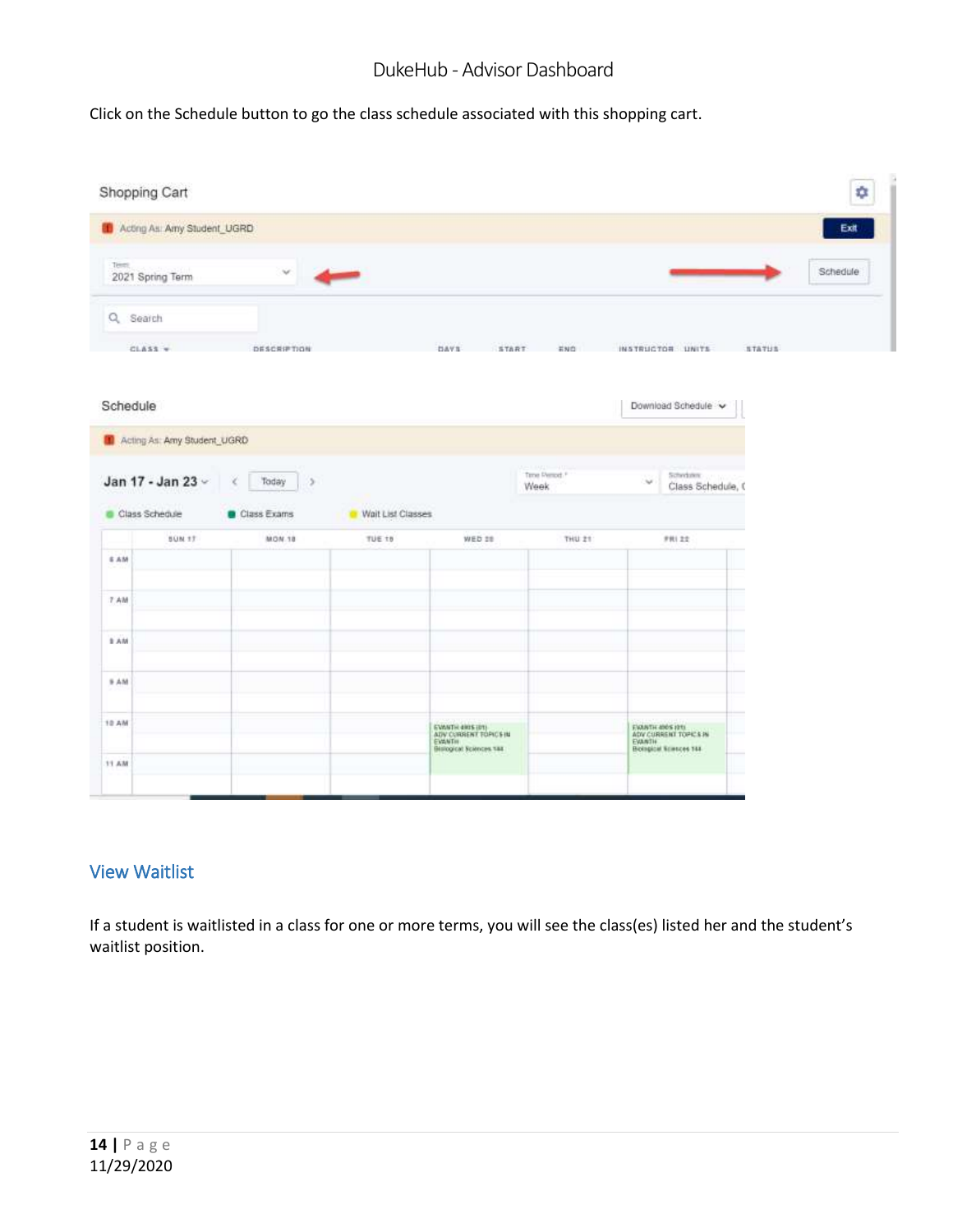Click on the Schedule button to go the class schedule associated with this shopping cart.

## View Waitlist

If a student is waitlisted in a class for one or more terms, you will see the class(es) listed her and the student's waitlist position.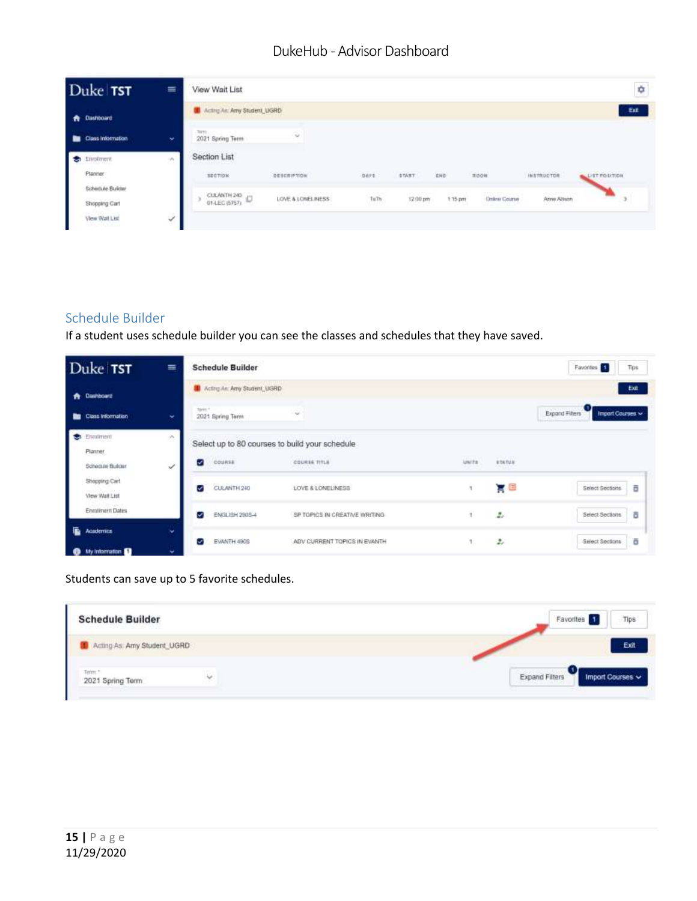## Schedule Builder

If a student uses schedule builder you can see the classes and schedules that they have saved.

Students can save up to 5 favorite schedules.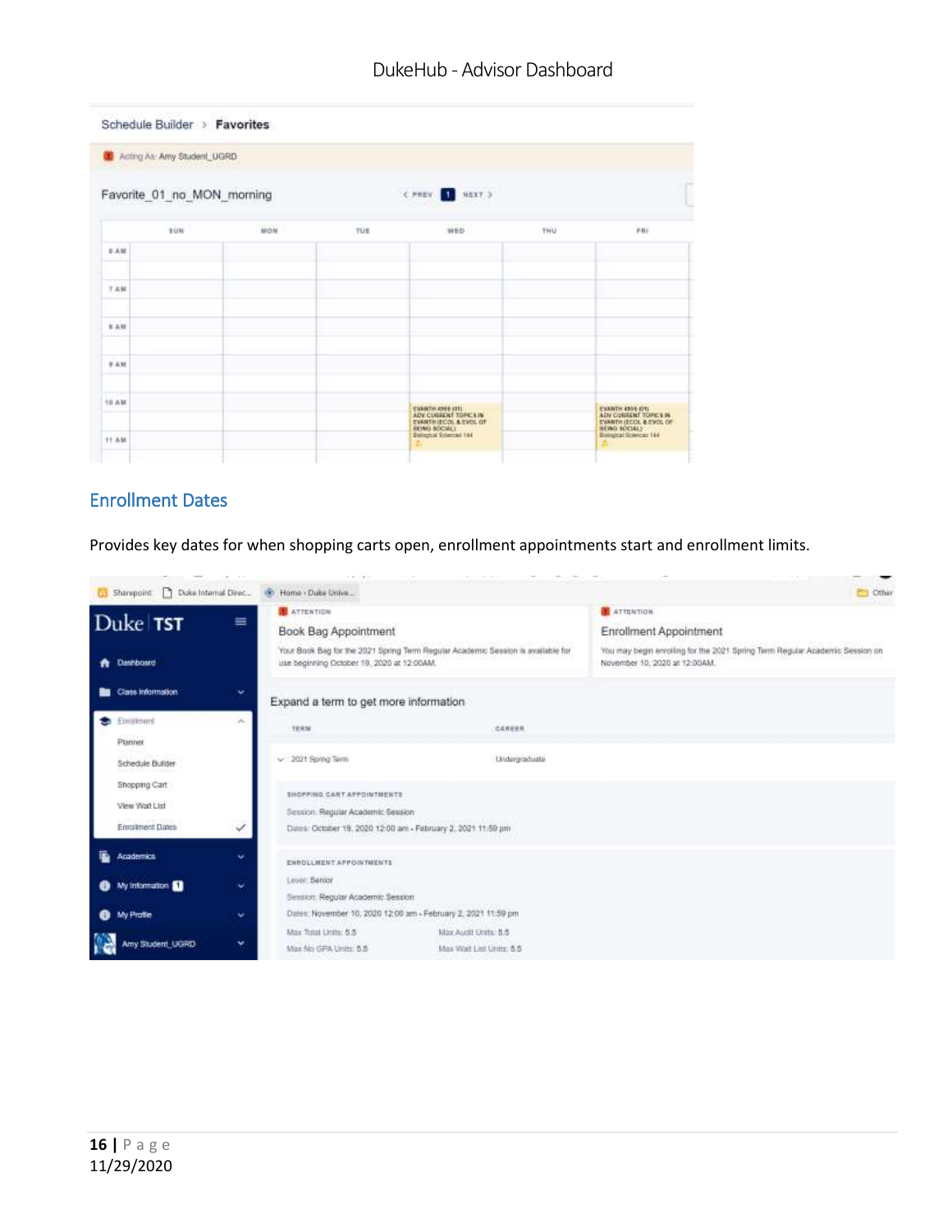## Enrollment Dates

Provides key dates for when shopping carts open, enrollment appointments start and enrollment limits.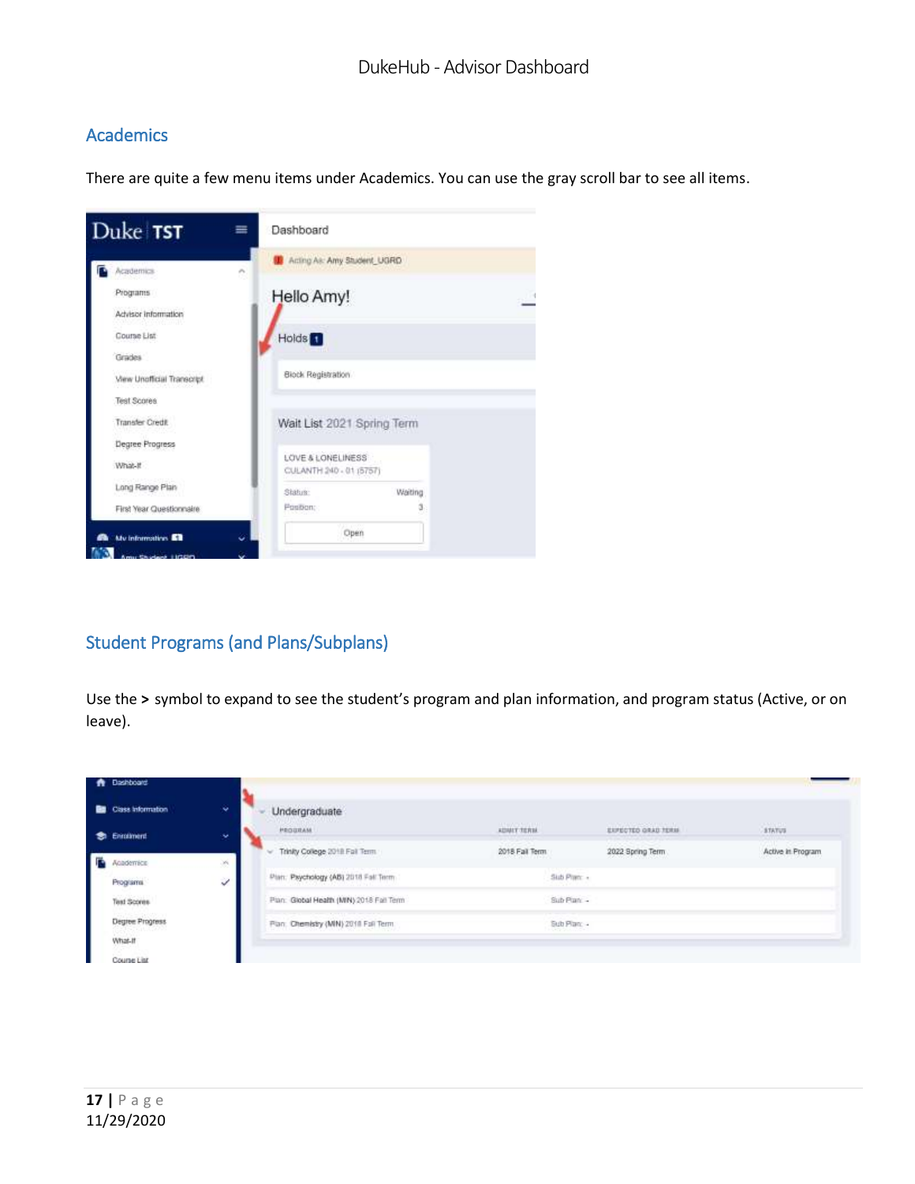## Academics

There are quite a few menu items under Academics. You can use the gray scroll bar to see all items.

## Student Programs (and Plans/Subplans)

Use the **>** symbol to expand to see the student's program and plan information, and program status (Active, or on leave).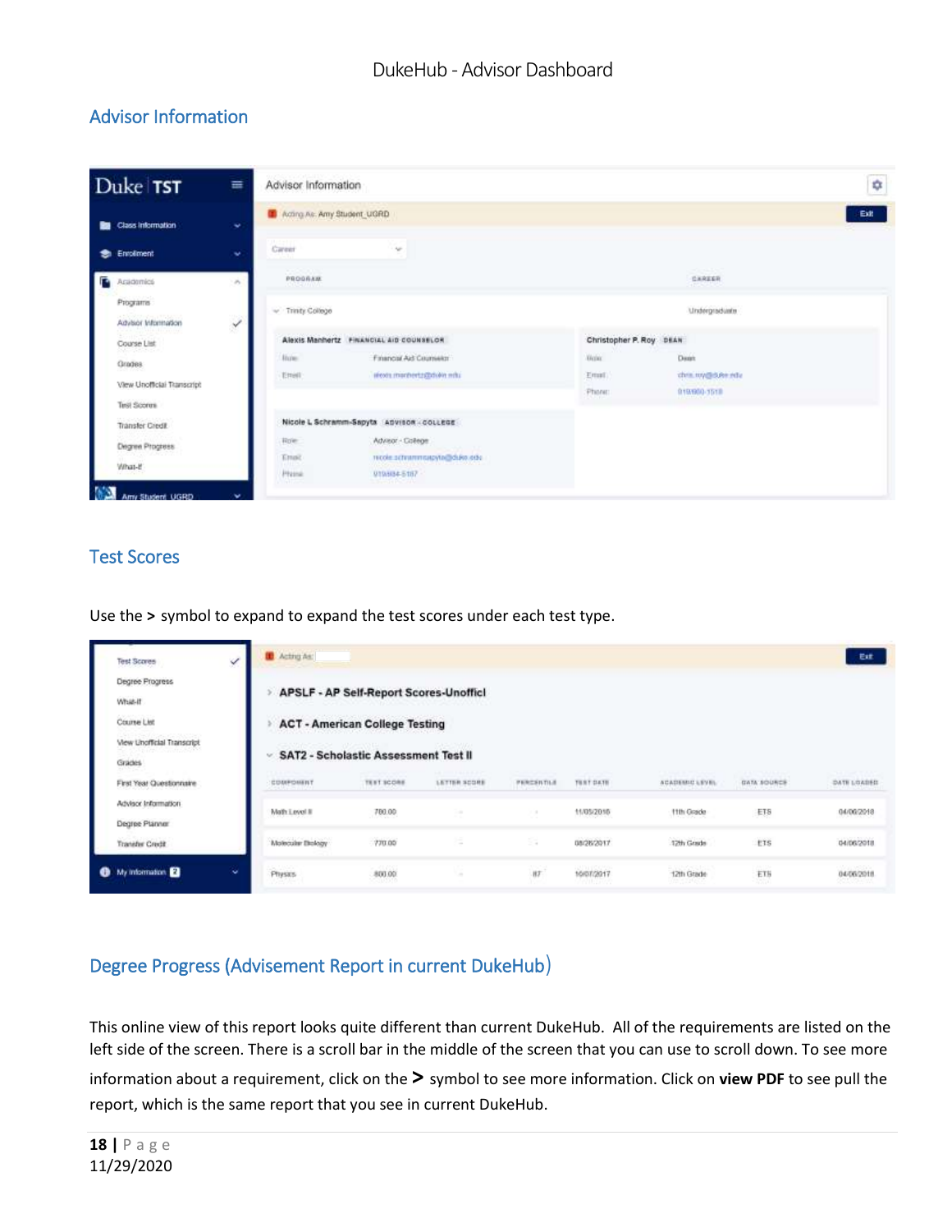## Advisor Information

## Test Scores

Use the **>** symbol to expand to expand the test scores under each test type.

## Degree Progress (Advisement Report in current DukeHub)

This online view of this report looks quite different than current DukeHub. All of the requirements are listed on the left side of the screen. There is a scroll bar in the middle of the screen that you can use to scroll down. To see more information about a requirement, click on the **>** symbol to see more information. Click on **view PDF** to see pull the report, which is the same report that you see in current DukeHub.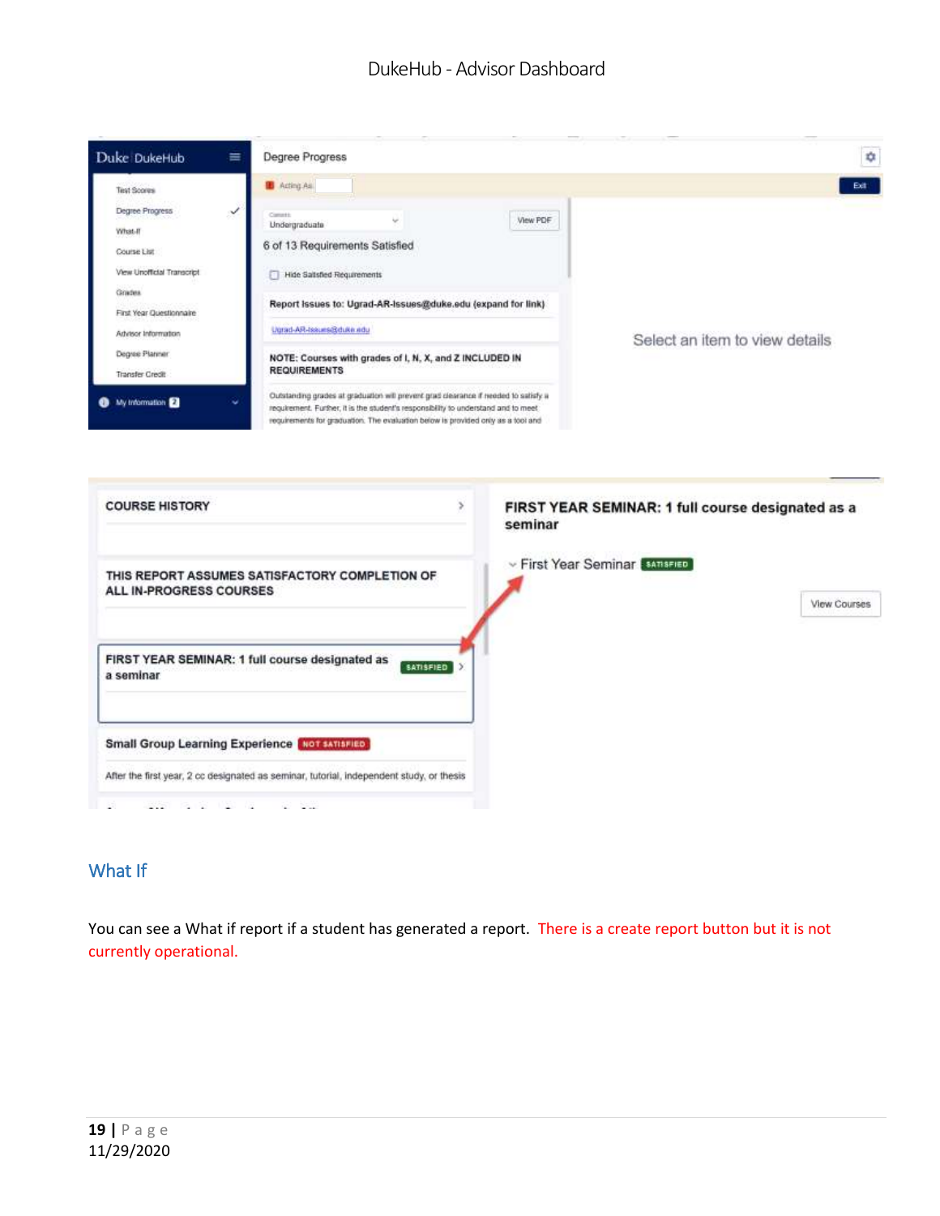## What If

You can see a What if report if a student has generated a report. There is a create report button but it is not currently operational.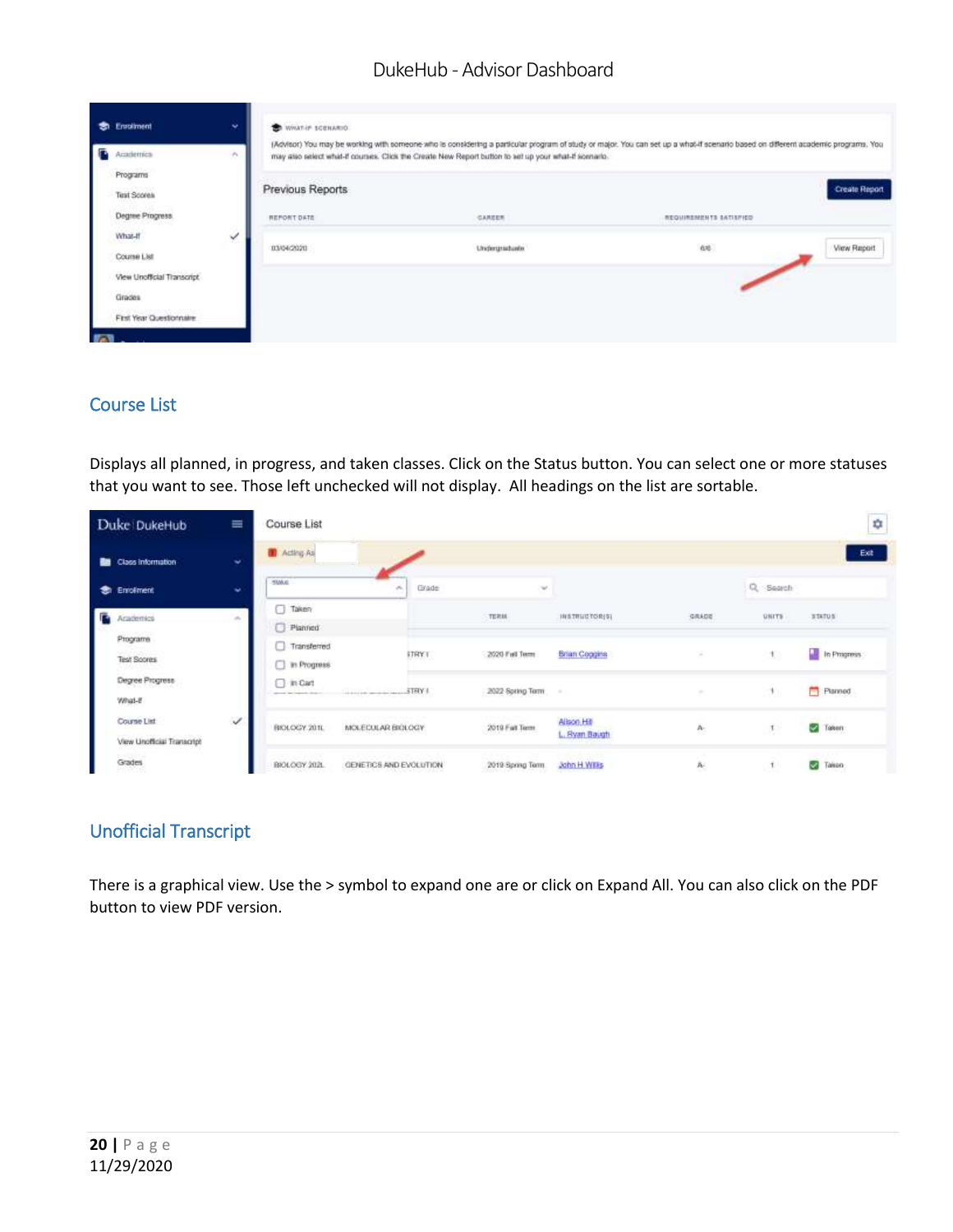## Course List

Displays all planned, in progress, and taken classes. Click on the Status button. You can select one or more statuses that you want to see. Those left unchecked will not display. All headings on the list are sortable.

## Unofficial Transcript

There is a graphical view. Use the > symbol to expand one are or click on Expand All. You can also click on the PDF button to view PDF version.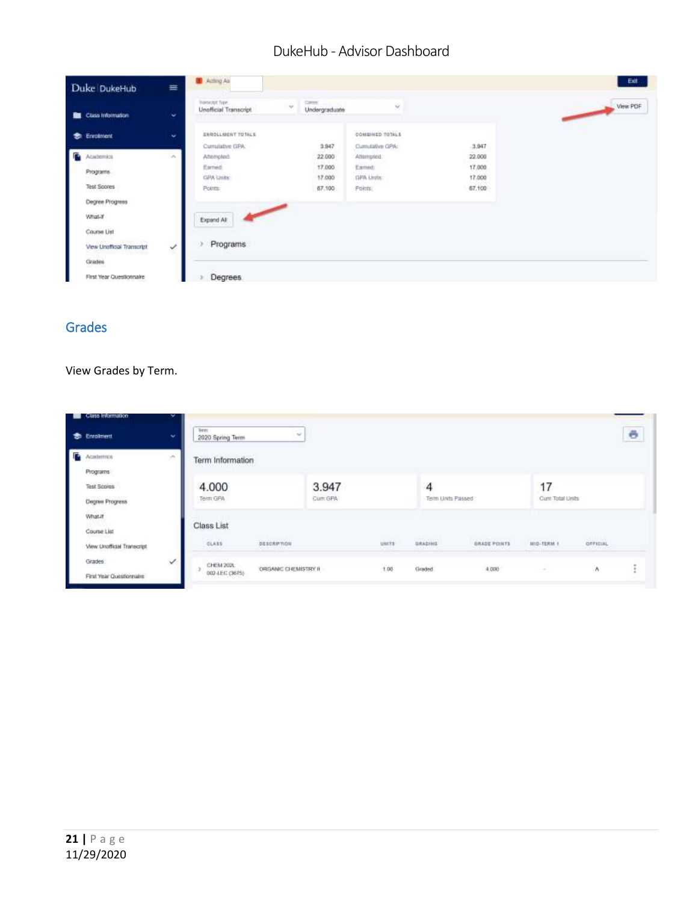## Grades

View Grades by Term.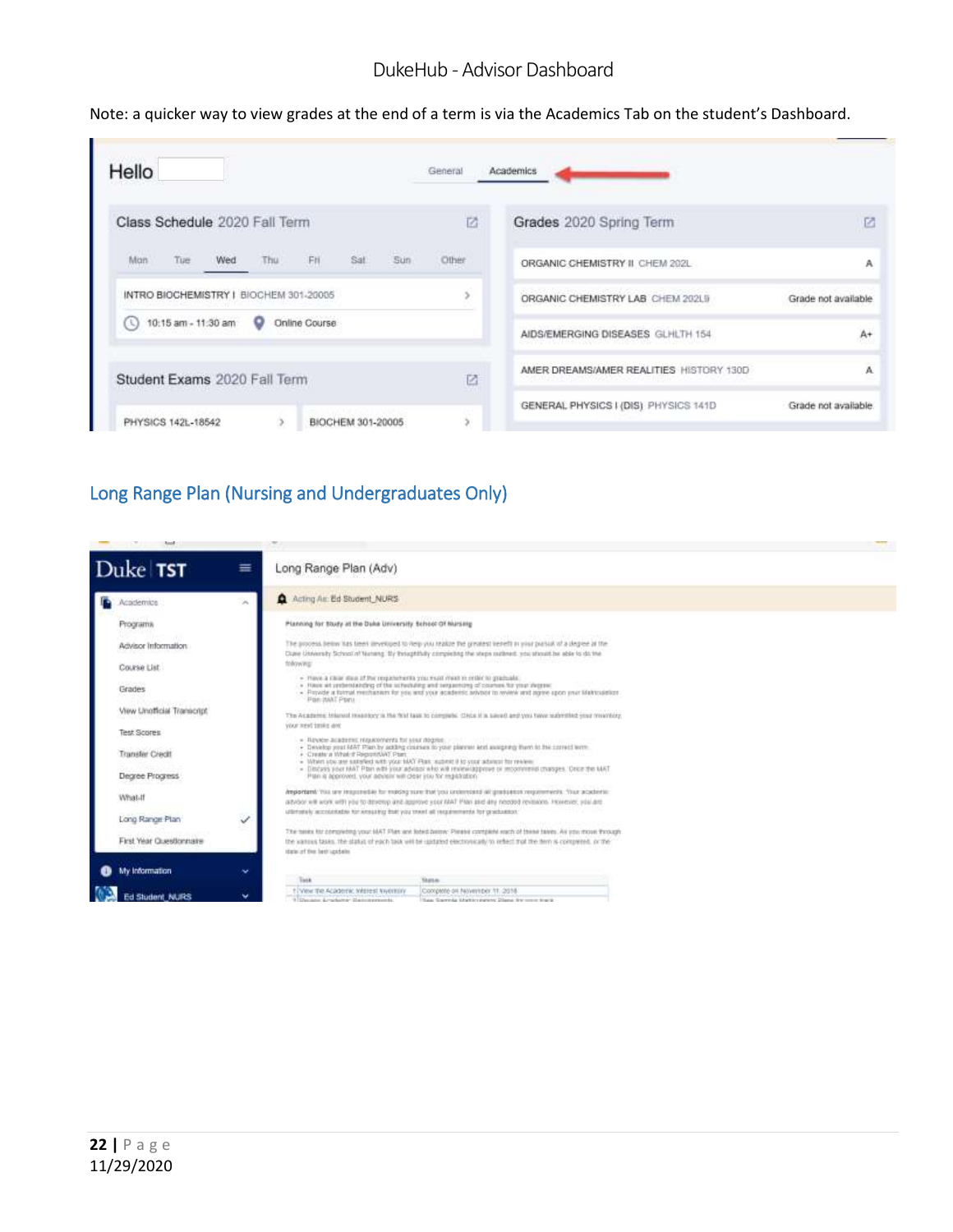Note: a quicker way to view grades at the end of a term is via the Academics Tab on the student's Dashboard.

## Long Range Plan (Nursing and Undergraduates Only)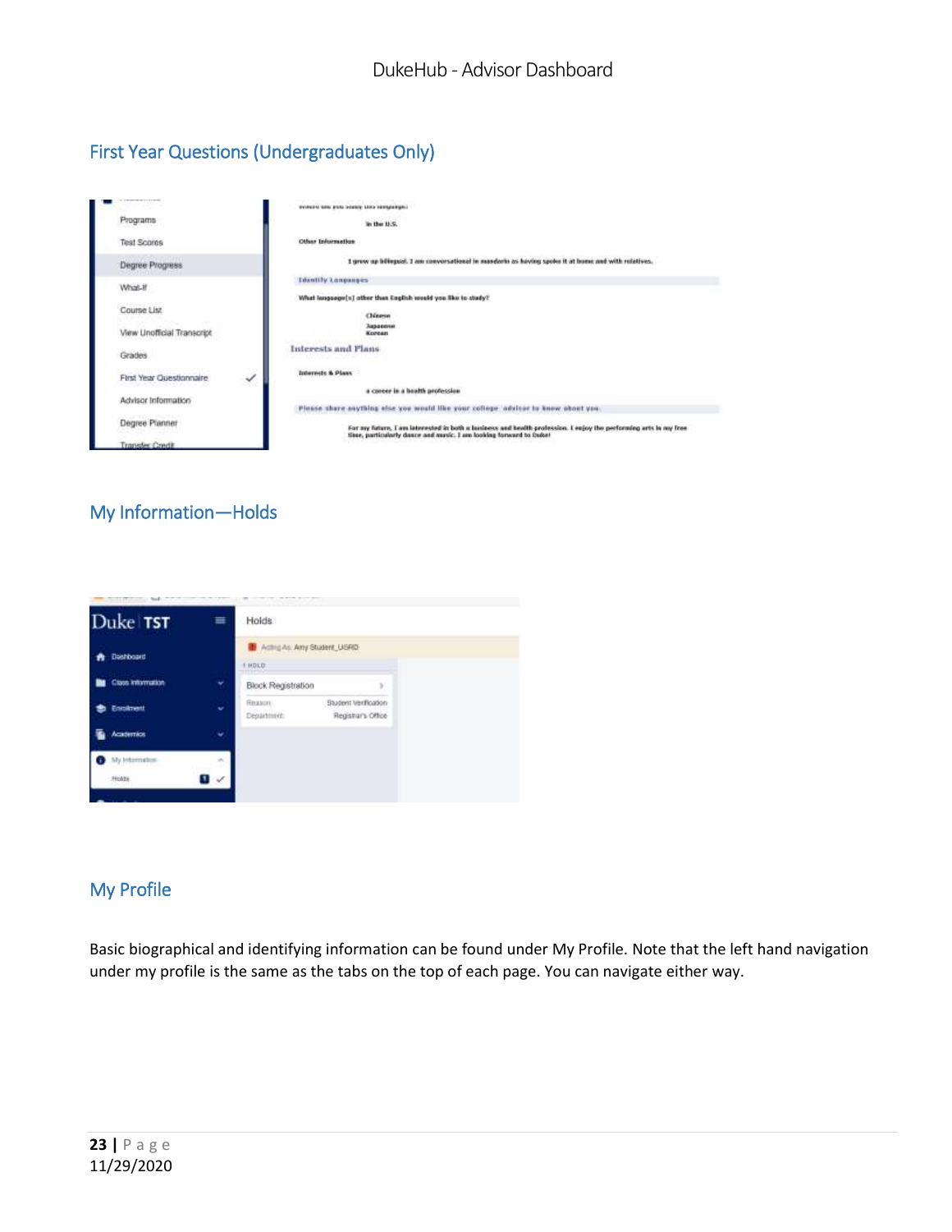## First Year Questions (Undergraduates Only)

## My Information—Holds

## My Profile

Basic biographical and identifying information can be found under My Profile. Note that the left hand navigation under my profile is the same as the tabs on the top of each page. You can navigate either way.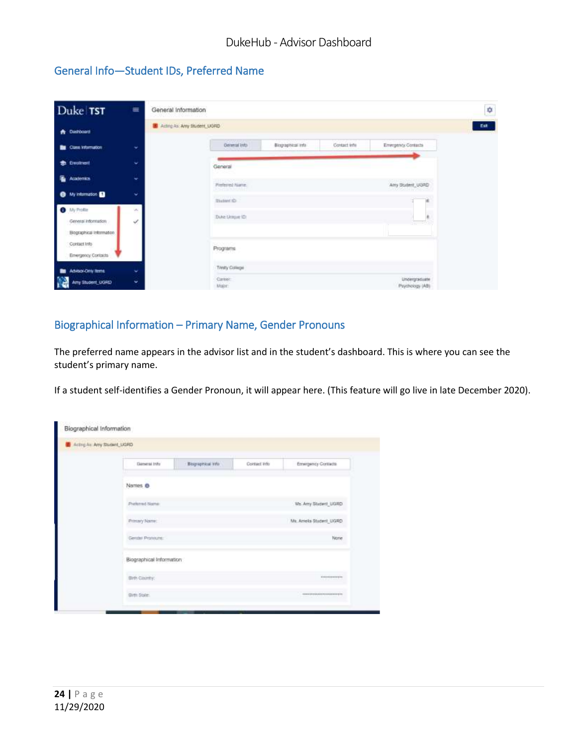## General Info—Student IDs, Preferred Name

## Biographical Information – Primary Name, Gender Pronouns

The preferred name appears in the advisor list and in the student's dashboard. This is where you can see the student's primary name.

If a student self-identifies a Gender Pronoun, it will appear here. (This feature will go live in late December 2020).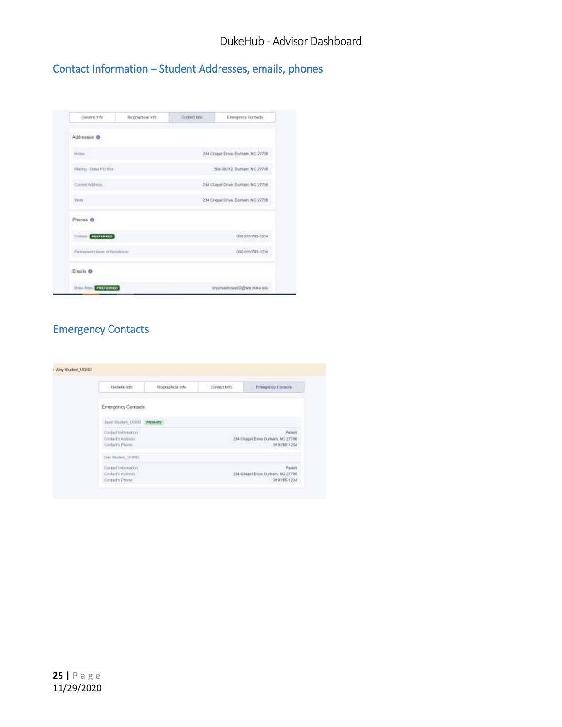## Contact Information – Student Addresses, emails, phones

General Info | Biographical Info | Contact Info | Emergency Contacts

**Addresses**

| | |
|---|---|
| Home | 234 Chapel Drive, Durham, NC 27708 |
| Mailing - Duke PO Box | Box 90312, Durham, NC 27708 |
| Current Address | 234 Chapel Drive, Durham, NC 27708 |
| Work | 234 Chapel Drive, Durham, NC 27708 |

**Phones**

| | |
|---|---|
| Cellular PREFERRED | 000 919/765-1234 |
| Permanent Home of Residence | 000 919/765-1234 |

**Emails**

| | |
|---|---|
| Duke Alias PREFERRED | bryansadmsee02@win.duke.edu |

## Emergency Contacts

Amy Student_UGRD

General Info | Biographical Info | Contact Info | Emergency Contacts

**Emergency Contacts**

Janet Student_UGRD PRIMARY

| | |
|---|---|
| Contact Information | Parent |
| Contact's Address | 234 Chapel Drive Durham, NC 27708 |
| Contact's Phone | 919/765-1234 |

Dan Student_UGRD

| | |
|---|---|
| Contact Information | Parent |
| Contact's Address | 234 Chapel Drive Durham, NC 27708 |
| Contact's Phone | 919/765-1234 |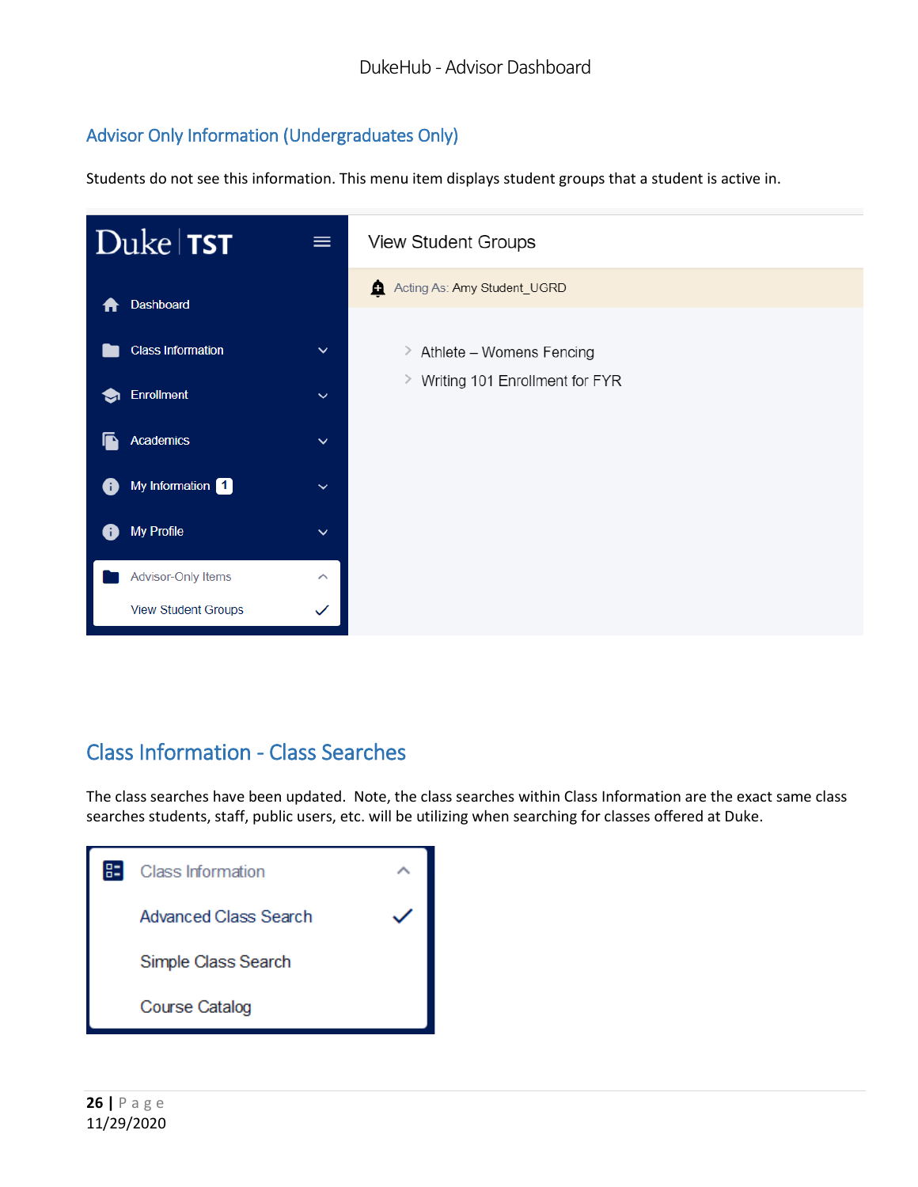## Advisor Only Information (Undergraduates Only)

Students do not see this information. This menu item displays student groups that a student is active in.

## Class Information - Class Searches

The class searches have been updated. Note, the class searches within Class Information are the exact same class searches students, staff, public users, etc. will be utilizing when searching for classes offered at Duke.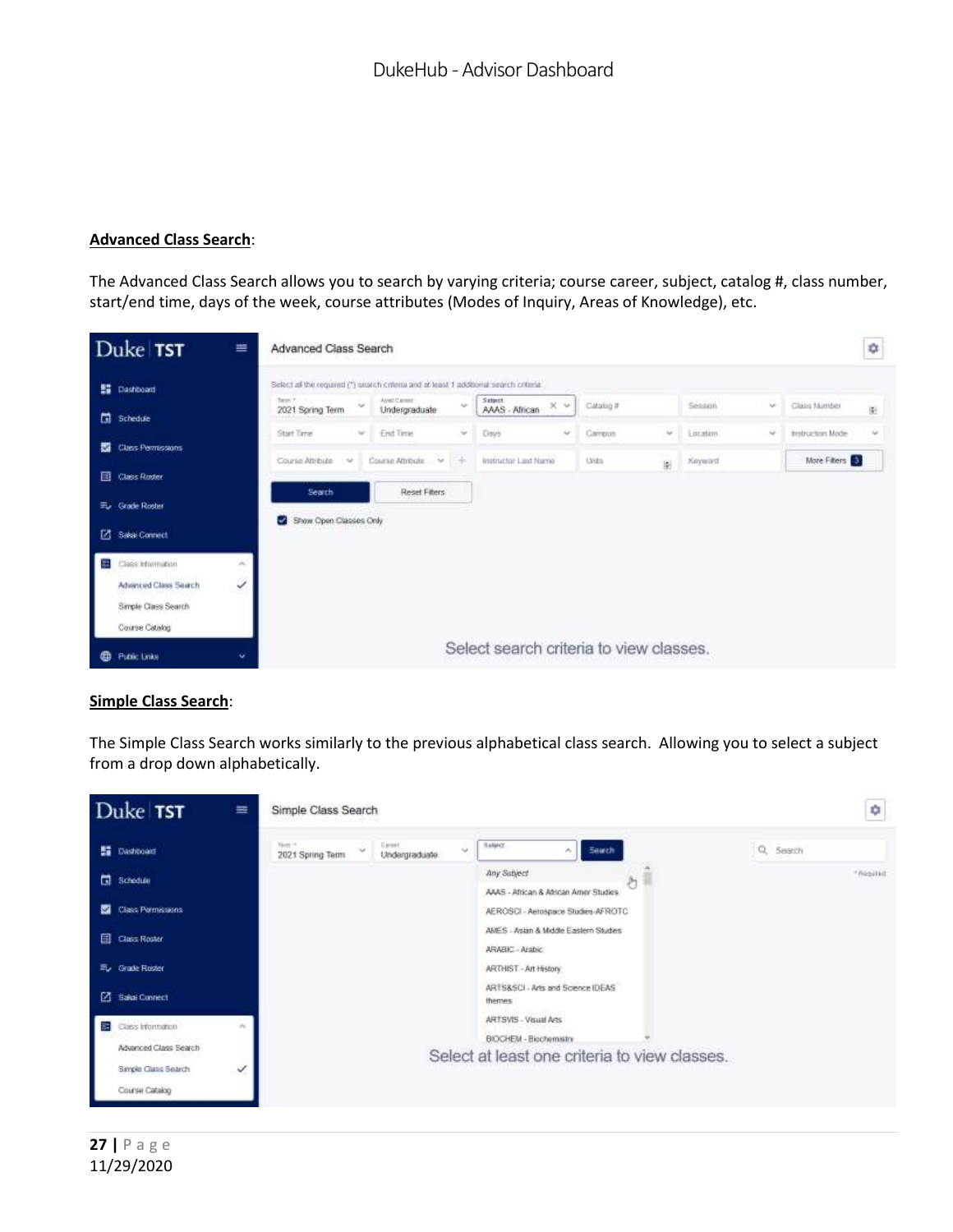**Advanced Class Search**:

The Advanced Class Search allows you to search by varying criteria; course career, subject, catalog #, class number, start/end time, days of the week, course attributes (Modes of Inquiry, Areas of Knowledge), etc.

**Simple Class Search**:

The Simple Class Search works similarly to the previous alphabetical class search. Allowing you to select a subject from a drop down alphabetically.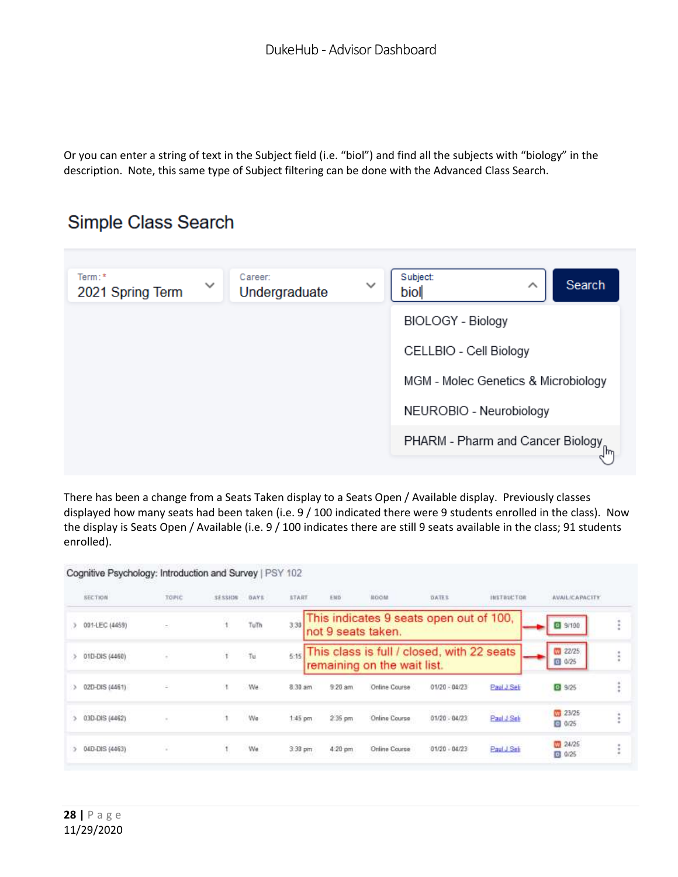Or you can enter a string of text in the Subject field (i.e. "biol") and find all the subjects with "biology" in the description. Note, this same type of Subject filtering can be done with the Advanced Class Search.

## Simple Class Search

Term: * 2021 Spring Term

Career: Undergraduate

Subject: biol

Search

BIOLOGY - Biology

CELLBIO - Cell Biology

MGM - Molec Genetics & Microbiology

NEUROBIO - Neurobiology

PHARM - Pharm and Cancer Biology

There has been a change from a Seats Taken display to a Seats Open / Available display. Previously classes displayed how many seats had been taken (i.e. 9 / 100 indicated there were 9 students enrolled in the class). Now the display is Seats Open / Available (i.e. 9 / 100 indicates there are still 9 seats available in the class; 91 students enrolled).

Cognitive Psychology: Introduction and Survey | PSY 102

| SECTION | TOPIC | SESSION | DAYS | START | END | ROOM | DATES | INSTRUCTOR | AVAIL/CAPACITY |
|---|---|---|---|---|---|---|---|---|---|
| 001-LEC (4459) | - | 1 | TuTh | 3:30 | | | | | O 9/100 |
| 01D-DIS (4460) | - | 1 | Tu | 5:15 | | | | | W 22/25, O 0/25 |
| 02D-DIS (4461) | - | 1 | We | 8:30 am | 9:20 am | Online Course | 01/20 - 04/23 | Paul J Seli | O 9/25 |
| 03D-DIS (4462) | - | 1 | We | 1:45 pm | 2:35 pm | Online Course | 01/20 - 04/23 | Paul J Seli | W 23/25, O 0/25 |
| 04D-DIS (4463) | - | 1 | We | 3:30 pm | 4:20 pm | Online Course | 01/20 - 04/23 | Paul J Seli | W 24/25, O 0/25 |

This indicates 9 seats open out of 100, not 9 seats taken.

This class is full / closed, with 22 seats remaining on the wait list.